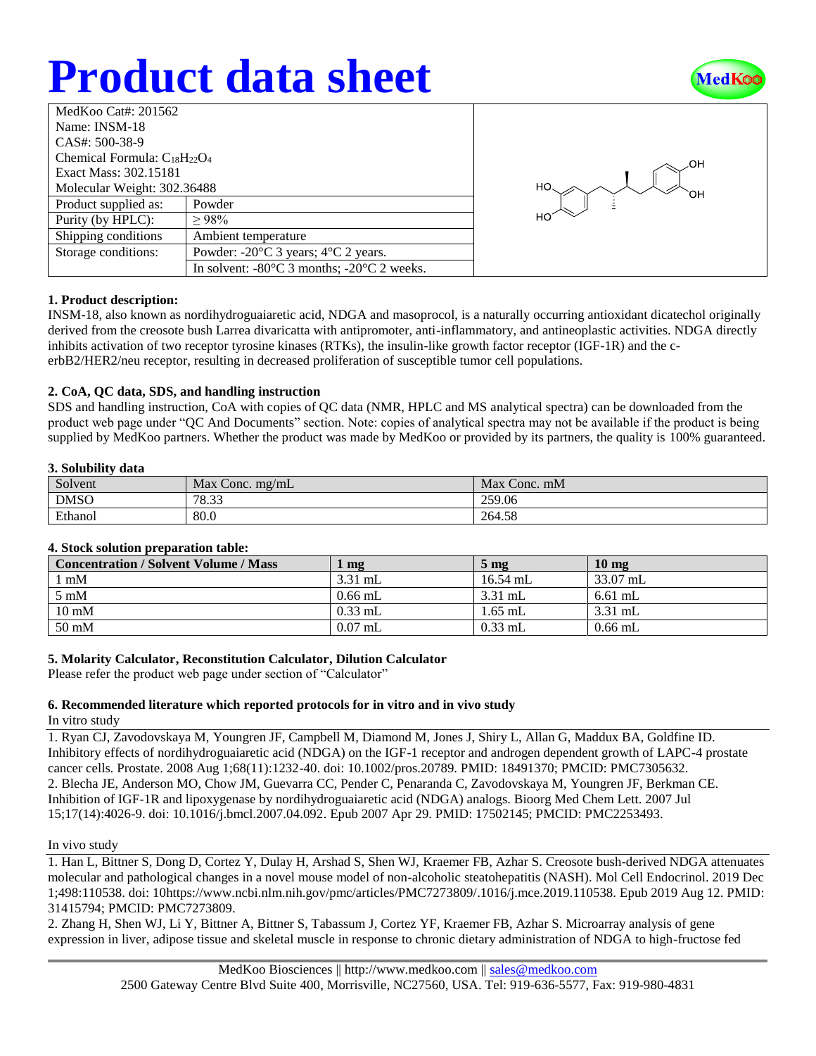# Product data sheet

| MedKoo Cat#: 201562 | |
|---|---|
| Name: INSM-18 | |
| CAS#: 500-38-9 | |
| Chemical Formula: $C_{18}H_{22}O_4$ | |
| Exact Mass: 302.15181 | |
| Molecular Weight: 302.36488 | |
| Product supplied as: | Powder |
| Purity (by HPLC): | ≥ 98% |
| Shipping conditions | Ambient temperature |
| Storage conditions: | Powder: -20°C 3 years; 4°C 2 years. |
| | In solvent: -80°C 3 months; -20°C 2 weeks. |

### 1. Product description:

INSM-18, also known as nordihydroguaiaretic acid, NDGA and masoprocol, is a naturally occurring antioxidant dicatechol originally derived from the creosote bush Larrea divaricatta with antipromoter, anti-inflammatory, and antineoplastic activities. NDGA directly inhibits activation of two receptor tyrosine kinases (RTKs), the insulin-like growth factor receptor (IGF-1R) and the c-erbB2/HER2/neu receptor, resulting in decreased proliferation of susceptible tumor cell populations.

### 2. CoA, QC data, SDS, and handling instruction

SDS and handling instruction, CoA with copies of QC data (NMR, HPLC and MS analytical spectra) can be downloaded from the product web page under "QC And Documents" section. Note: copies of analytical spectra may not be available if the product is being supplied by MedKoo partners. Whether the product was made by MedKoo or provided by its partners, the quality is 100% guaranteed.

### 3. Solubility data

| Solvent | Max Conc. mg/mL | Max Conc. mM |
|---|---|---|
| DMSO | 78.33 | 259.06 |
| Ethanol | 80.0 | 264.58 |

### 4. Stock solution preparation table:

| Concentration / Solvent Volume / Mass | 1 mg | 5 mg | 10 mg |
|---|---|---|---|
| 1 mM | 3.31 mL | 16.54 mL | 33.07 mL |
| 5 mM | 0.66 mL | 3.31 mL | 6.61 mL |
| 10 mM | 0.33 mL | 1.65 mL | 3.31 mL |
| 50 mM | 0.07 mL | 0.33 mL | 0.66 mL |

### 5. Molarity Calculator, Reconstitution Calculator, Dilution Calculator

Please refer the product web page under section of "Calculator"

### 6. Recommended literature which reported protocols for in vitro and in vivo study

In vitro study

1. Ryan CJ, Zavodovskaya M, Youngren JF, Campbell M, Diamond M, Jones J, Shiry L, Allan G, Maddux BA, Goldfine ID. Inhibitory effects of nordihydroguaiaretic acid (NDGA) on the IGF-1 receptor and androgen dependent growth of LAPC-4 prostate cancer cells. Prostate. 2008 Aug 1;68(11):1232-40. doi: 10.1002/pros.20789. PMID: 18491370; PMCID: PMC7305632.
2. Blecha JE, Anderson MO, Chow JM, Guevarra CC, Pender C, Penaranda C, Zavodovskaya M, Youngren JF, Berkman CE. Inhibition of IGF-1R and lipoxygenase by nordihydroguaiaretic acid (NDGA) analogs. Bioorg Med Chem Lett. 2007 Jul 15;17(14):4026-9. doi: 10.1016/j.bmcl.2007.04.092. Epub 2007 Apr 29. PMID: 17502145; PMCID: PMC2253493.

In vivo study

1. Han L, Bittner S, Dong D, Cortez Y, Dulay H, Arshad S, Shen WJ, Kraemer FB, Azhar S. Creosote bush-derived NDGA attenuates molecular and pathological changes in a novel mouse model of non-alcoholic steatohepatitis (NASH). Mol Cell Endocrinol. 2019 Dec 1;498:110538. doi: 10https://www.ncbi.nlm.nih.gov/pmc/articles/PMC7273809/.1016/j.mce.2019.110538. Epub 2019 Aug 12. PMID: 31415794; PMCID: PMC7273809.
2. Zhang H, Shen WJ, Li Y, Bittner A, Bittner S, Tabassum J, Cortez YF, Kraemer FB, Azhar S. Microarray analysis of gene expression in liver, adipose tissue and skeletal muscle in response to chronic dietary administration of NDGA to high-fructose fed

MedKoo Biosciences || http://www.medkoo.com || sales@medkoo.com
2500 Gateway Centre Blvd Suite 400, Morrisville, NC27560, USA. Tel: 919-636-5577, Fax: 919-980-4831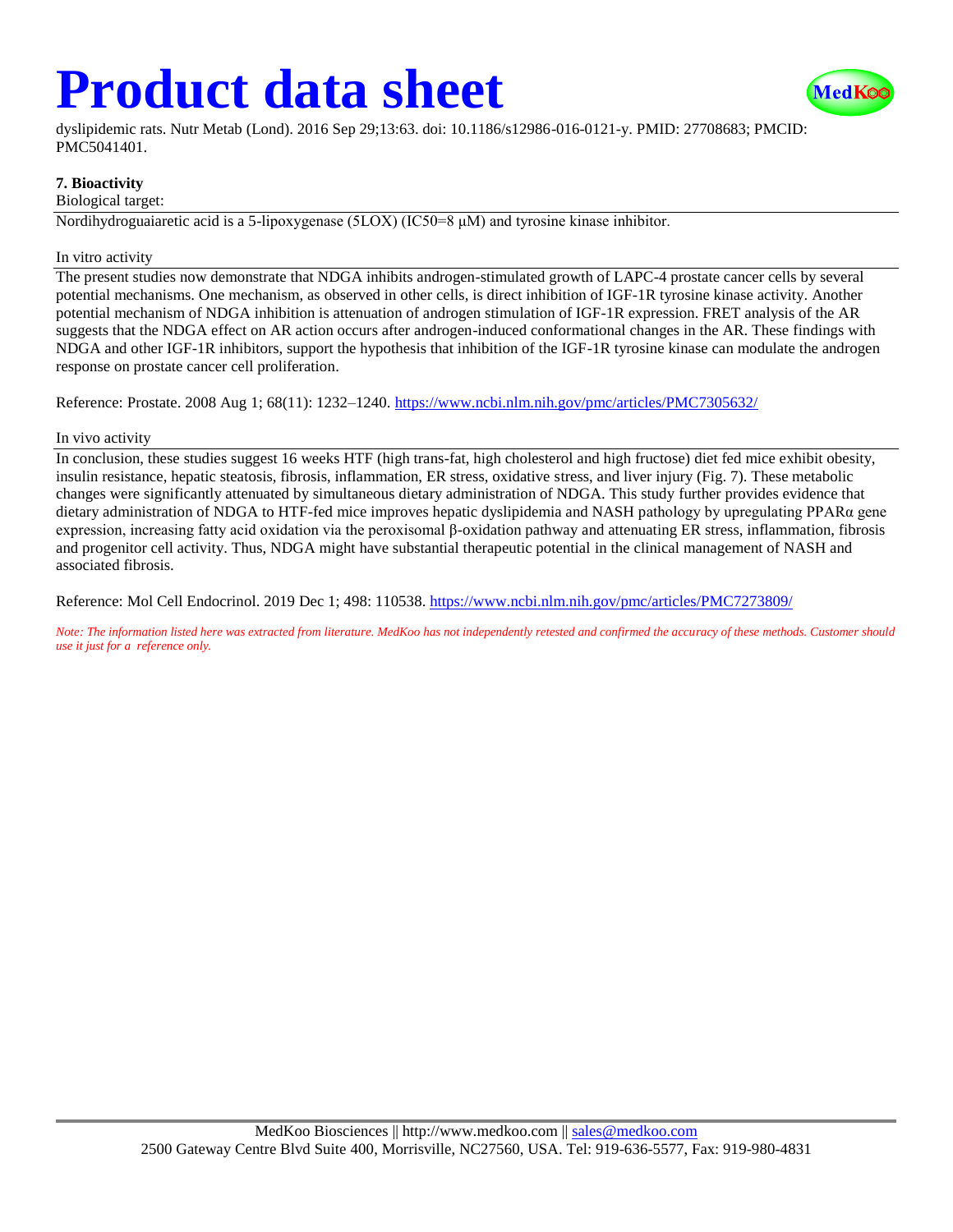dyslipidemic rats. Nutr Metab (Lond). 2016 Sep 29;13:63. doi: 10.1186/s12986-016-0121-y. PMID: 27708683; PMCID: PMC5041401.

**7. Bioactivity**

Biological target:

Nordihydroguaiaretic acid is a 5-lipoxygenase (5LOX) (IC50=8 μM) and tyrosine kinase inhibitor.

In vitro activity

The present studies now demonstrate that NDGA inhibits androgen-stimulated growth of LAPC-4 prostate cancer cells by several potential mechanisms. One mechanism, as observed in other cells, is direct inhibition of IGF-1R tyrosine kinase activity. Another potential mechanism of NDGA inhibition is attenuation of androgen stimulation of IGF-1R expression. FRET analysis of the AR suggests that the NDGA effect on AR action occurs after androgen-induced conformational changes in the AR. These findings with NDGA and other IGF-1R inhibitors, support the hypothesis that inhibition of the IGF-1R tyrosine kinase can modulate the androgen response on prostate cancer cell proliferation.

Reference: Prostate. 2008 Aug 1; 68(11): 1232–1240. https://www.ncbi.nlm.nih.gov/pmc/articles/PMC7305632/

In vivo activity

In conclusion, these studies suggest 16 weeks HTF (high trans-fat, high cholesterol and high fructose) diet fed mice exhibit obesity, insulin resistance, hepatic steatosis, fibrosis, inflammation, ER stress, oxidative stress, and liver injury (Fig. 7). These metabolic changes were significantly attenuated by simultaneous dietary administration of NDGA. This study further provides evidence that dietary administration of NDGA to HTF-fed mice improves hepatic dyslipidemia and NASH pathology by upregulating PPARα gene expression, increasing fatty acid oxidation via the peroxisomal β-oxidation pathway and attenuating ER stress, inflammation, fibrosis and progenitor cell activity. Thus, NDGA might have substantial therapeutic potential in the clinical management of NASH and associated fibrosis.

Reference: Mol Cell Endocrinol. 2019 Dec 1; 498: 110538. https://www.ncbi.nlm.nih.gov/pmc/articles/PMC7273809/

*Note: The information listed here was extracted from literature. MedKoo has not independently retested and confirmed the accuracy of these methods. Customer should use it just for a reference only.*